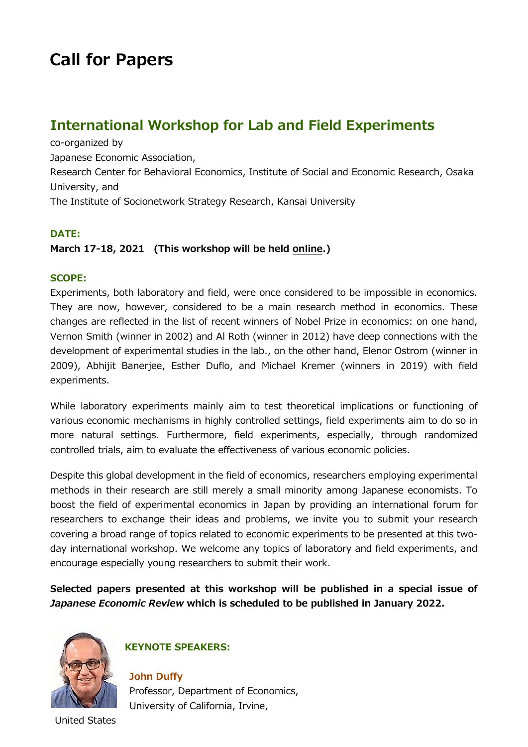# Call for Papers

## International Workshop for Lab and Field Experiments

co-organized by
Japanese Economic Association,
Research Center for Behavioral Economics, Institute of Social and Economic Research, Osaka University, and
The Institute of Socionetwork Strategy Research, Kansai University

### DATE:

**March 17-18, 2021 (This workshop will be held online.)**

### SCOPE:

Experiments, both laboratory and field, were once considered to be impossible in economics. They are now, however, considered to be a main research method in economics. These changes are reflected in the list of recent winners of Nobel Prize in economics: on one hand, Vernon Smith (winner in 2002) and Al Roth (winner in 2012) have deep connections with the development of experimental studies in the lab., on the other hand, Elenor Ostrom (winner in 2009), Abhijit Banerjee, Esther Duflo, and Michael Kremer (winners in 2019) with field experiments.

While laboratory experiments mainly aim to test theoretical implications or functioning of various economic mechanisms in highly controlled settings, field experiments aim to do so in more natural settings. Furthermore, field experiments, especially, through randomized controlled trials, aim to evaluate the effectiveness of various economic policies.

Despite this global development in the field of economics, researchers employing experimental methods in their research are still merely a small minority among Japanese economists. To boost the field of experimental economics in Japan by providing an international forum for researchers to exchange their ideas and problems, we invite you to submit your research covering a broad range of topics related to economic experiments to be presented at this two-day international workshop. We welcome any topics of laboratory and field experiments, and encourage especially young researchers to submit their work.

**Selected papers presented at this workshop will be published in a special issue of *Japanese Economic Review* which is scheduled to be published in January 2022.**

### KEYNOTE SPEAKERS:

**John Duffy**
Professor, Department of Economics,
University of California, Irvine,
United States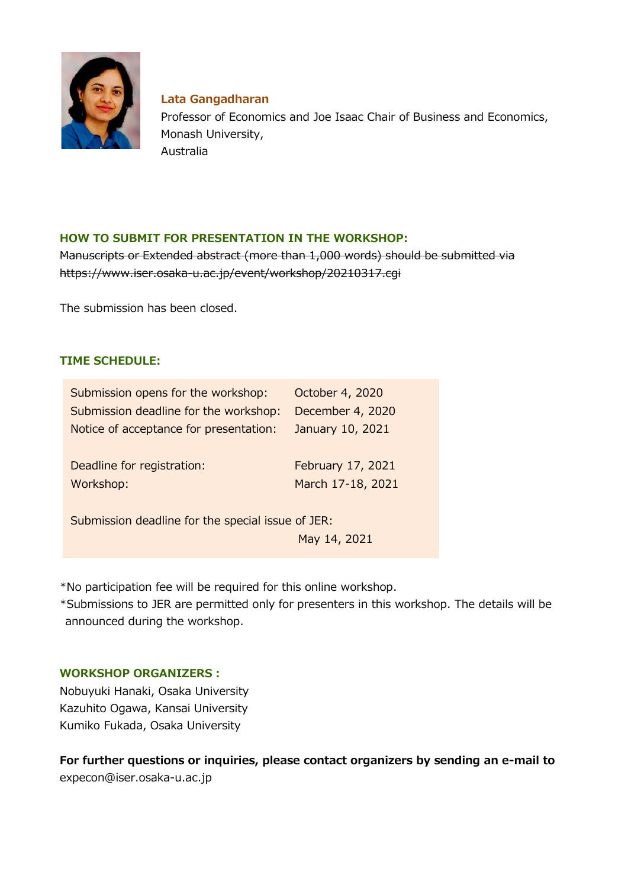**Lata Gangadharan**
Professor of Economics and Joe Isaac Chair of Business and Economics,
Monash University,
Australia

## HOW TO SUBMIT FOR PRESENTATION IN THE WORKSHOP:

~~Manuscripts or Extended abstract (more than 1,000 words) should be submitted via https://www.iser.osaka-u.ac.jp/event/workshop/20210317.cgi~~

The submission has been closed.

## TIME SCHEDULE:

| | |
|---|---|
| Submission opens for the workshop: | October 4, 2020 |
| Submission deadline for the workshop: | December 4, 2020 |
| Notice of acceptance for presentation: | January 10, 2021 |
| Deadline for registration: | February 17, 2021 |
| Workshop: | March 17-18, 2021 |
| Submission deadline for the special issue of JER: | May 14, 2021 |

*No participation fee will be required for this online workshop.
*Submissions to JER are permitted only for presenters in this workshop. The details will be announced during the workshop.

## WORKSHOP ORGANIZERS :

Nobuyuki Hanaki, Osaka University
Kazuhito Ogawa, Kansai University
Kumiko Fukada, Osaka University

**For further questions or inquiries, please contact organizers by sending an e-mail to**
expecon@iser.osaka-u.ac.jp